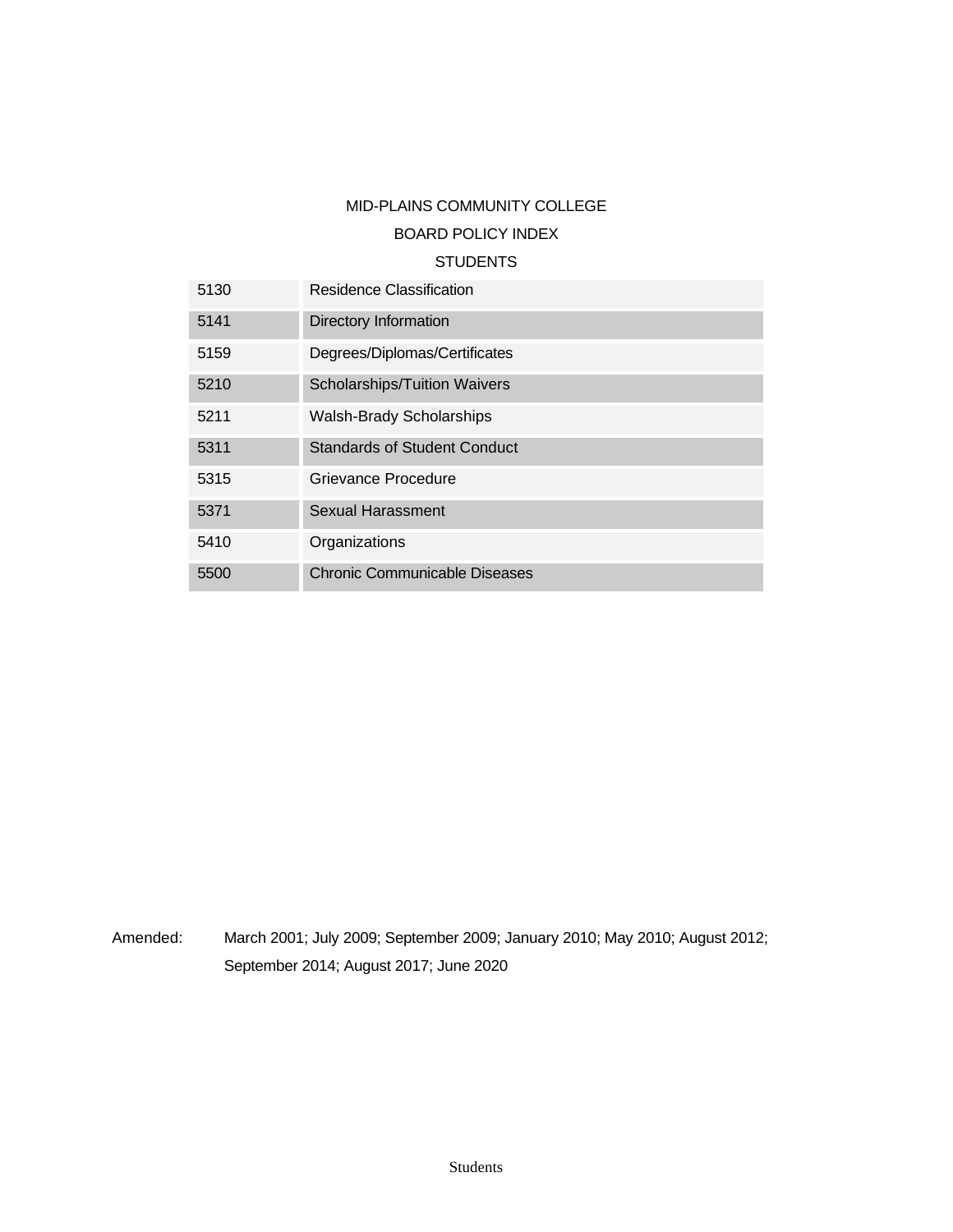# MID-PLAINS COMMUNITY COLLEGE

## BOARD POLICY INDEX

## STUDENTS

| | |
|---|---|
| 5130 | Residence Classification |
| 5141 | Directory Information |
| 5159 | Degrees/Diplomas/Certificates |
| 5210 | Scholarships/Tuition Waivers |
| 5211 | Walsh-Brady Scholarships |
| 5311 | Standards of Student Conduct |
| 5315 | Grievance Procedure |
| 5371 | Sexual Harassment |
| 5410 | Organizations |
| 5500 | Chronic Communicable Diseases |

Amended: March 2001; July 2009; September 2009; January 2010; May 2010; August 2012; September 2014; August 2017; June 2020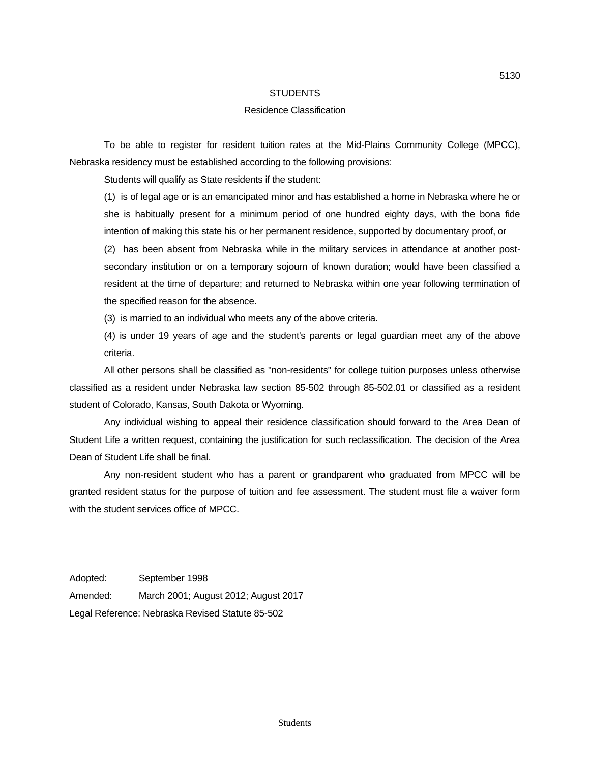5130

# STUDENTS

## Residence Classification

To be able to register for resident tuition rates at the Mid-Plains Community College (MPCC), Nebraska residency must be established according to the following provisions:

Students will qualify as State residents if the student:

(1) is of legal age or is an emancipated minor and has established a home in Nebraska where he or she is habitually present for a minimum period of one hundred eighty days, with the bona fide intention of making this state his or her permanent residence, supported by documentary proof, or

(2) has been absent from Nebraska while in the military services in attendance at another post-secondary institution or on a temporary sojourn of known duration; would have been classified a resident at the time of departure; and returned to Nebraska within one year following termination of the specified reason for the absence.

(3) is married to an individual who meets any of the above criteria.

(4) is under 19 years of age and the student's parents or legal guardian meet any of the above criteria.

All other persons shall be classified as "non-residents" for college tuition purposes unless otherwise classified as a resident under Nebraska law section 85-502 through 85-502.01 or classified as a resident student of Colorado, Kansas, South Dakota or Wyoming.

Any individual wishing to appeal their residence classification should forward to the Area Dean of Student Life a written request, containing the justification for such reclassification. The decision of the Area Dean of Student Life shall be final.

Any non-resident student who has a parent or grandparent who graduated from MPCC will be granted resident status for the purpose of tuition and fee assessment. The student must file a waiver form with the student services office of MPCC.

Adopted: September 1998

Amended: March 2001; August 2012; August 2017

Legal Reference: Nebraska Revised Statute 85-502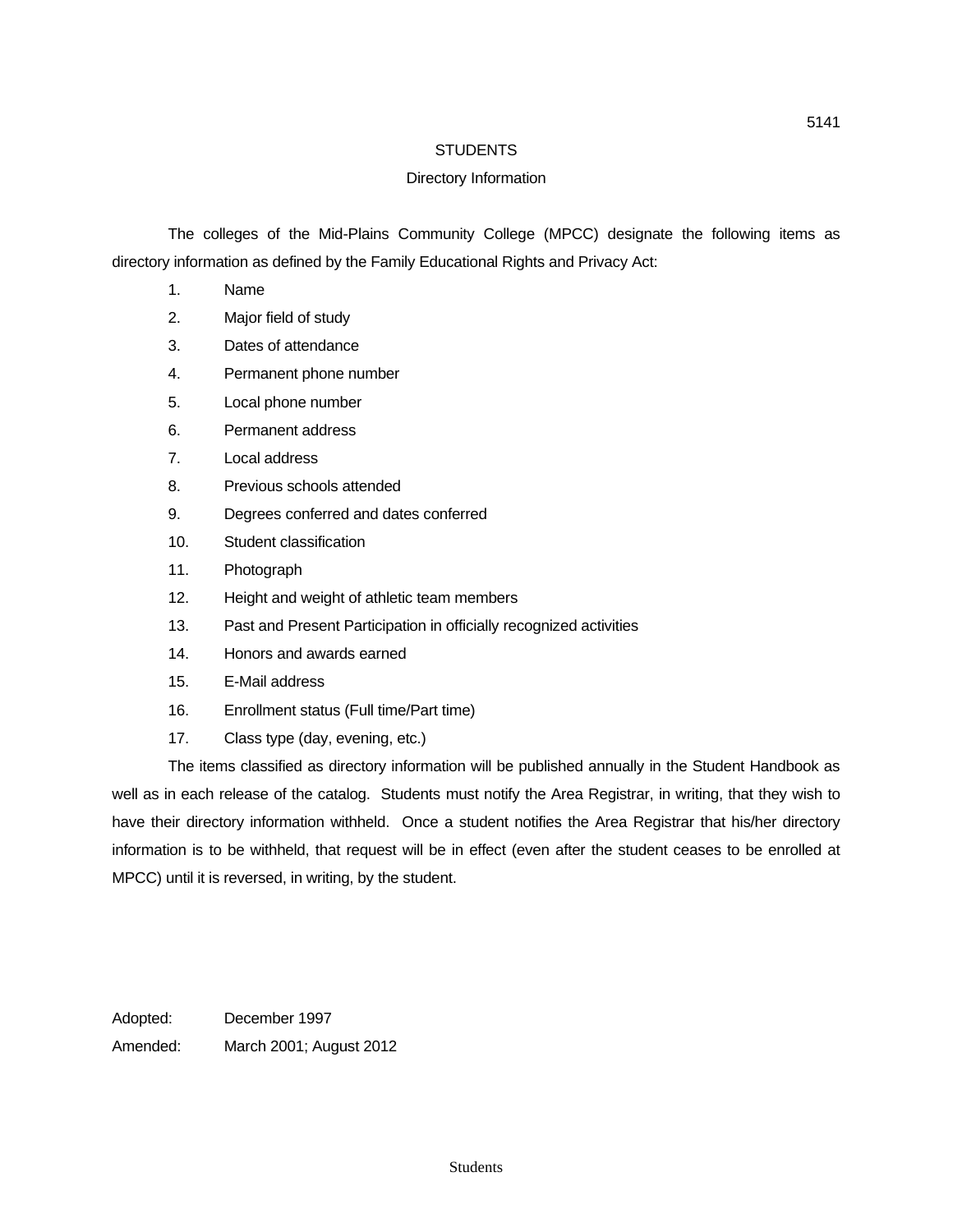5141

# STUDENTS

## Directory Information

The colleges of the Mid-Plains Community College (MPCC) designate the following items as directory information as defined by the Family Educational Rights and Privacy Act:

1. Name
2. Major field of study
3. Dates of attendance
4. Permanent phone number
5. Local phone number
6. Permanent address
7. Local address
8. Previous schools attended
9. Degrees conferred and dates conferred
10. Student classification
11. Photograph
12. Height and weight of athletic team members
13. Past and Present Participation in officially recognized activities
14. Honors and awards earned
15. E-Mail address
16. Enrollment status (Full time/Part time)
17. Class type (day, evening, etc.)

The items classified as directory information will be published annually in the Student Handbook as well as in each release of the catalog. Students must notify the Area Registrar, in writing, that they wish to have their directory information withheld. Once a student notifies the Area Registrar that his/her directory information is to be withheld, that request will be in effect (even after the student ceases to be enrolled at MPCC) until it is reversed, in writing, by the student.

Adopted: December 1997

Amended: March 2001; August 2012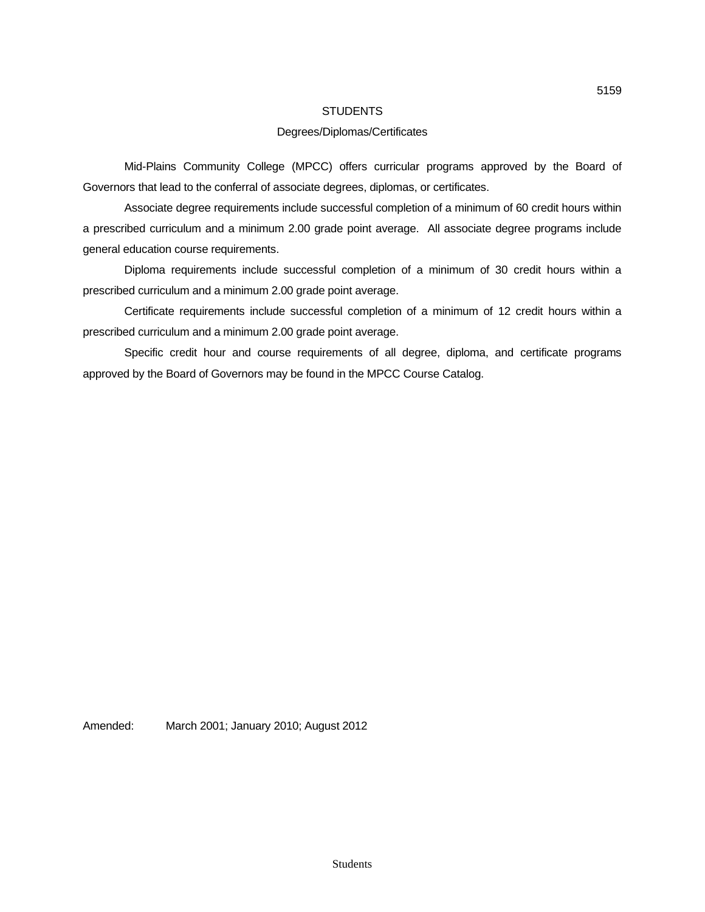# STUDENTS

## Degrees/Diplomas/Certificates

Mid-Plains Community College (MPCC) offers curricular programs approved by the Board of Governors that lead to the conferral of associate degrees, diplomas, or certificates.

Associate degree requirements include successful completion of a minimum of 60 credit hours within a prescribed curriculum and a minimum 2.00 grade point average. All associate degree programs include general education course requirements.

Diploma requirements include successful completion of a minimum of 30 credit hours within a prescribed curriculum and a minimum 2.00 grade point average.

Certificate requirements include successful completion of a minimum of 12 credit hours within a prescribed curriculum and a minimum 2.00 grade point average.

Specific credit hour and course requirements of all degree, diploma, and certificate programs approved by the Board of Governors may be found in the MPCC Course Catalog.

Amended: March 2001; January 2010; August 2012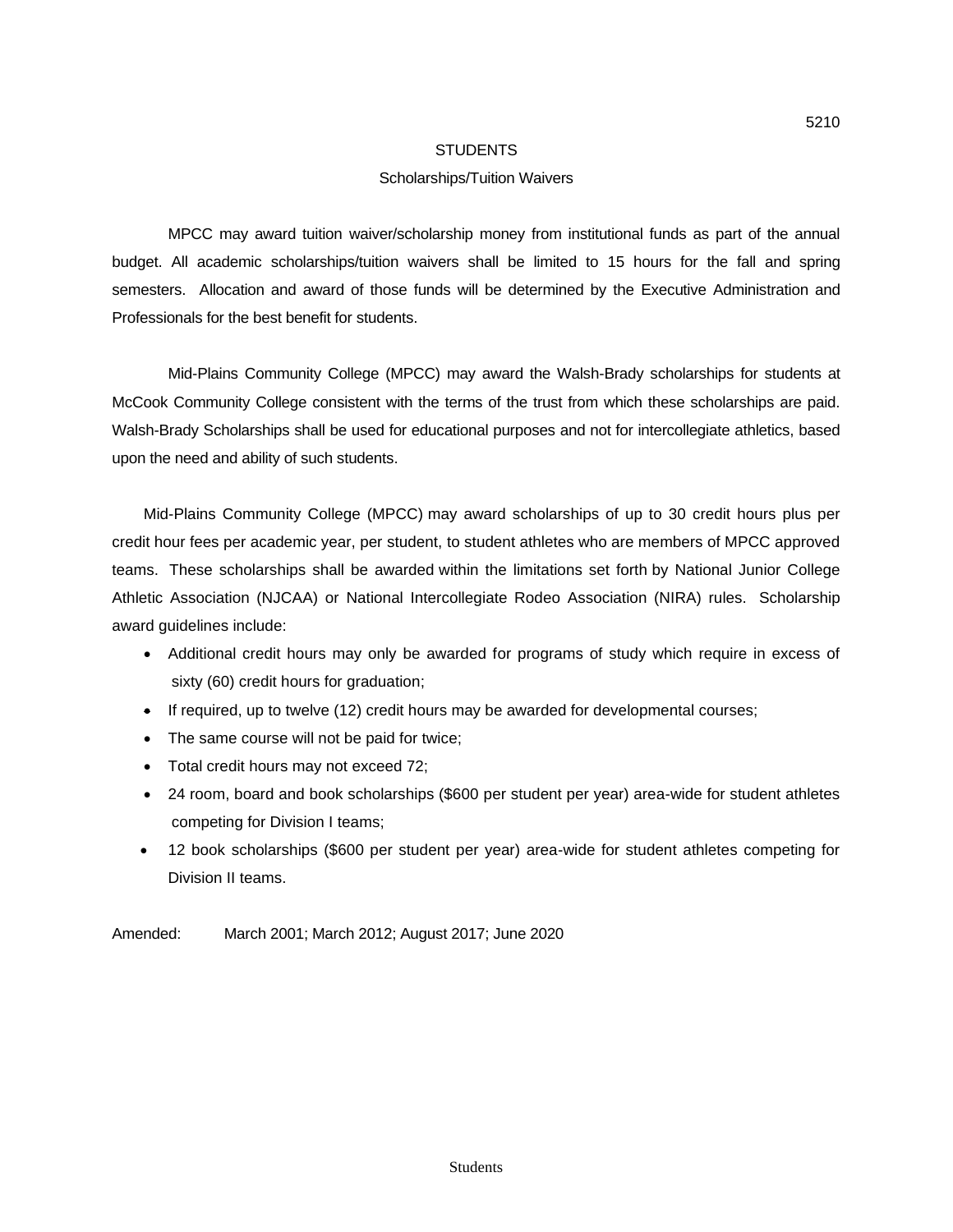# STUDENTS

## Scholarships/Tuition Waivers

MPCC may award tuition waiver/scholarship money from institutional funds as part of the annual budget. All academic scholarships/tuition waivers shall be limited to 15 hours for the fall and spring semesters. Allocation and award of those funds will be determined by the Executive Administration and Professionals for the best benefit for students.

Mid-Plains Community College (MPCC) may award the Walsh-Brady scholarships for students at McCook Community College consistent with the terms of the trust from which these scholarships are paid. Walsh-Brady Scholarships shall be used for educational purposes and not for intercollegiate athletics, based upon the need and ability of such students.

Mid-Plains Community College (MPCC) may award scholarships of up to 30 credit hours plus per credit hour fees per academic year, per student, to student athletes who are members of MPCC approved teams. These scholarships shall be awarded within the limitations set forth by National Junior College Athletic Association (NJCAA) or National Intercollegiate Rodeo Association (NIRA) rules. Scholarship award guidelines include:

- Additional credit hours may only be awarded for programs of study which require in excess of sixty (60) credit hours for graduation;
- If required, up to twelve (12) credit hours may be awarded for developmental courses;
- The same course will not be paid for twice;
- Total credit hours may not exceed 72;
- 24 room, board and book scholarships ($600 per student per year) area-wide for student athletes competing for Division I teams;
- 12 book scholarships ($600 per student per year) area-wide for student athletes competing for Division II teams.

Amended: March 2001; March 2012; August 2017; June 2020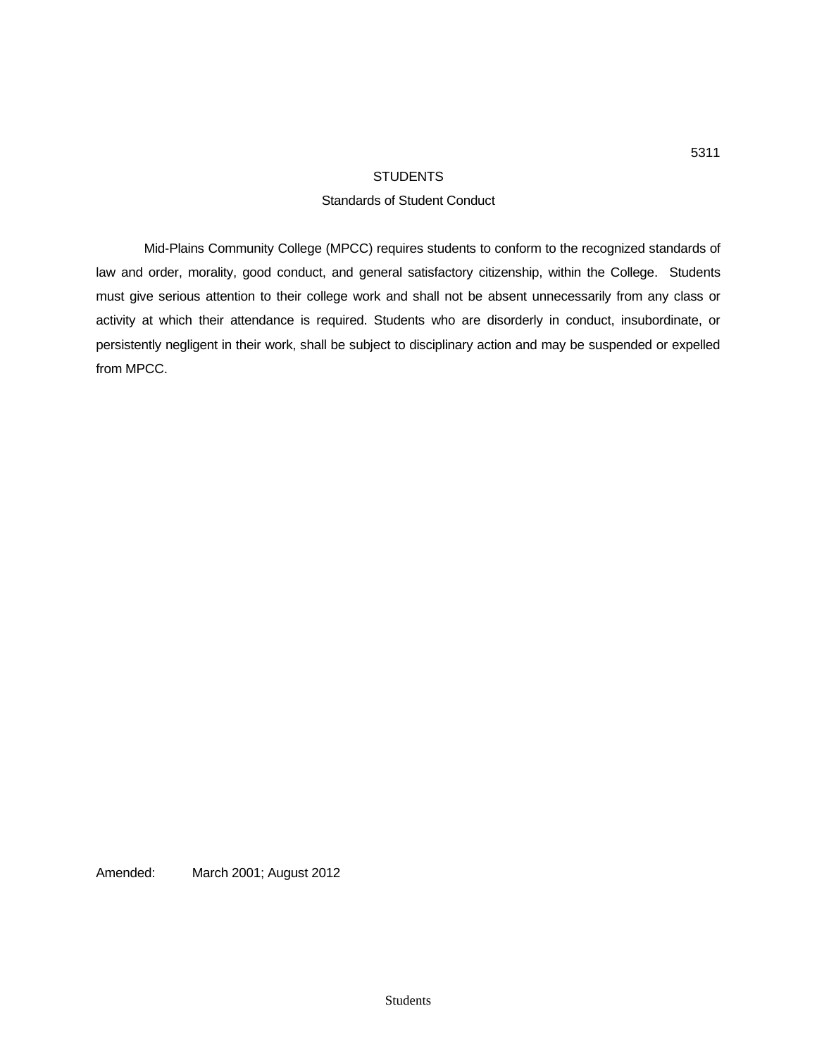5311

# STUDENTS

## Standards of Student Conduct

Mid-Plains Community College (MPCC) requires students to conform to the recognized standards of law and order, morality, good conduct, and general satisfactory citizenship, within the College. Students must give serious attention to their college work and shall not be absent unnecessarily from any class or activity at which their attendance is required. Students who are disorderly in conduct, insubordinate, or persistently negligent in their work, shall be subject to disciplinary action and may be suspended or expelled from MPCC.

Amended: March 2001; August 2012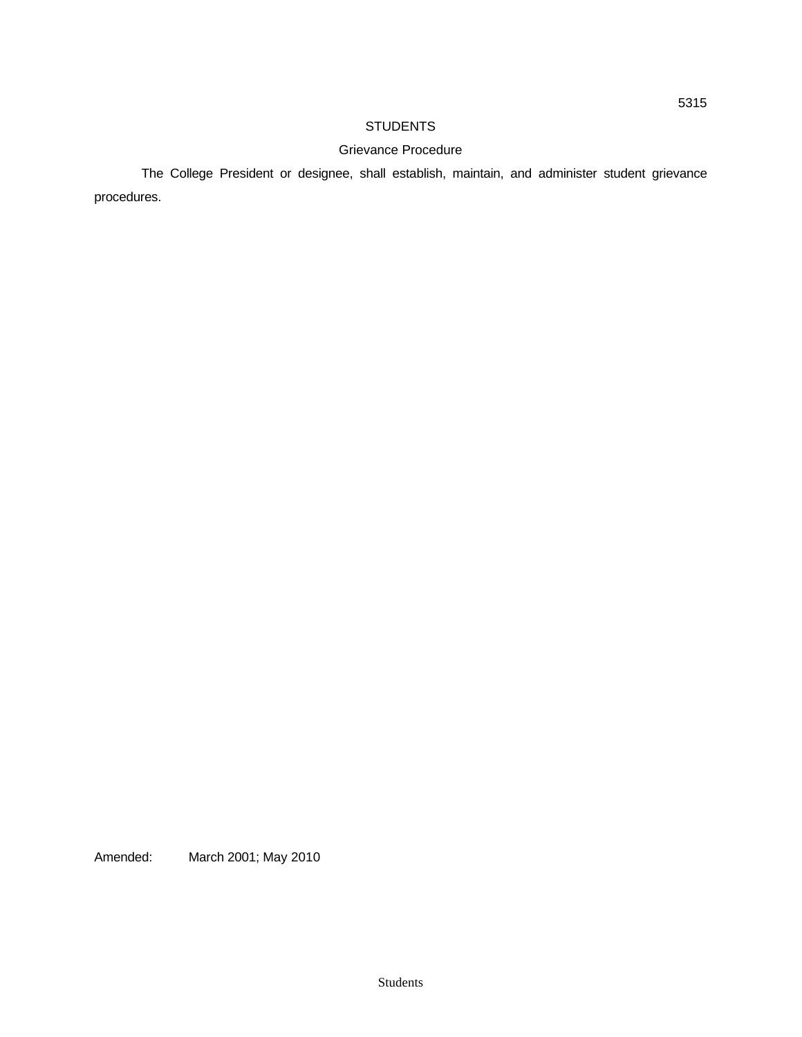# STUDENTS

## Grievance Procedure

The College President or designee, shall establish, maintain, and administer student grievance procedures.

Amended: March 2001; May 2010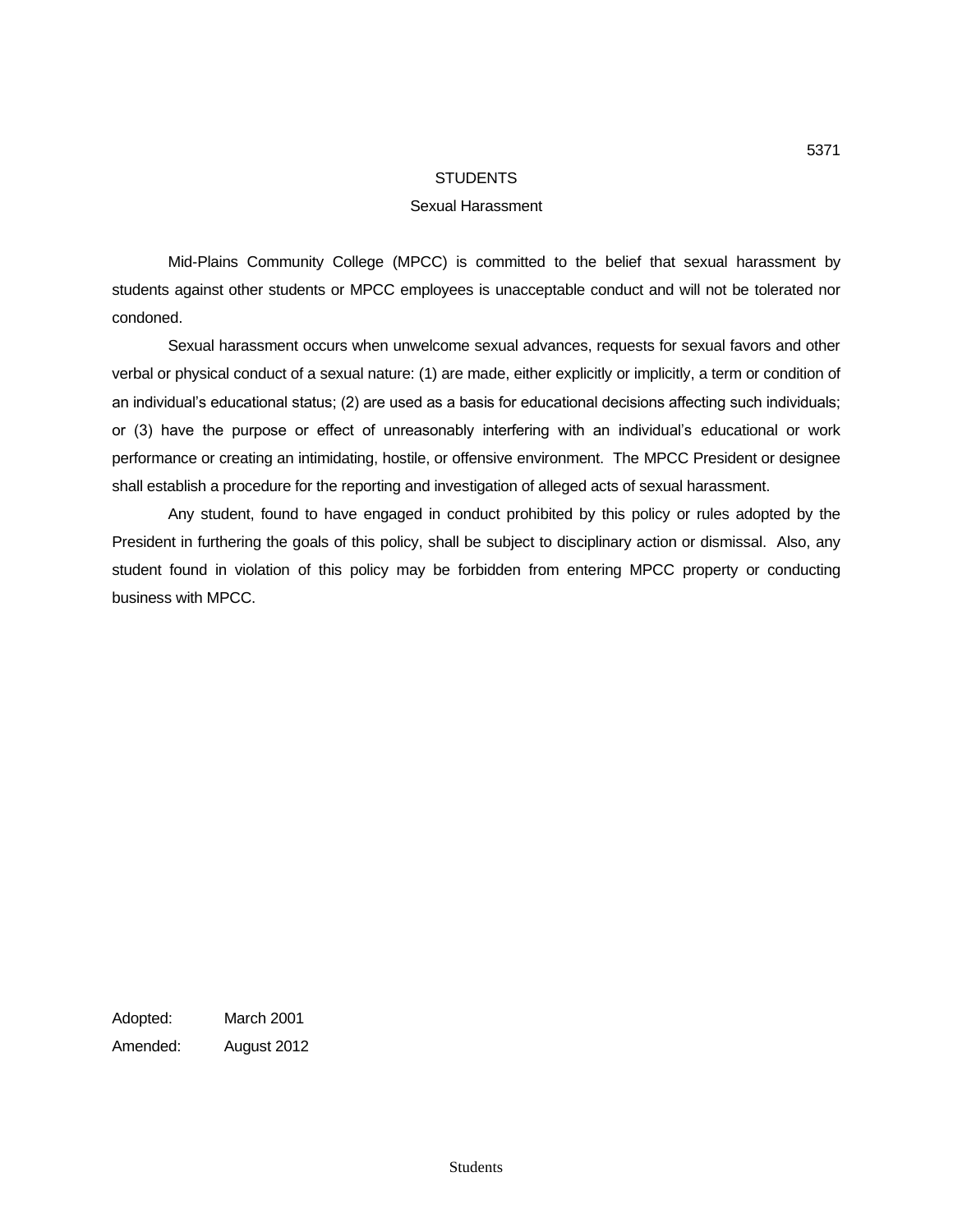# STUDENTS

## Sexual Harassment

Mid-Plains Community College (MPCC) is committed to the belief that sexual harassment by students against other students or MPCC employees is unacceptable conduct and will not be tolerated nor condoned.

Sexual harassment occurs when unwelcome sexual advances, requests for sexual favors and other verbal or physical conduct of a sexual nature: (1) are made, either explicitly or implicitly, a term or condition of an individual's educational status; (2) are used as a basis for educational decisions affecting such individuals; or (3) have the purpose or effect of unreasonably interfering with an individual's educational or work performance or creating an intimidating, hostile, or offensive environment. The MPCC President or designee shall establish a procedure for the reporting and investigation of alleged acts of sexual harassment.

Any student, found to have engaged in conduct prohibited by this policy or rules adopted by the President in furthering the goals of this policy, shall be subject to disciplinary action or dismissal. Also, any student found in violation of this policy may be forbidden from entering MPCC property or conducting business with MPCC.

Adopted: March 2001

Amended: August 2012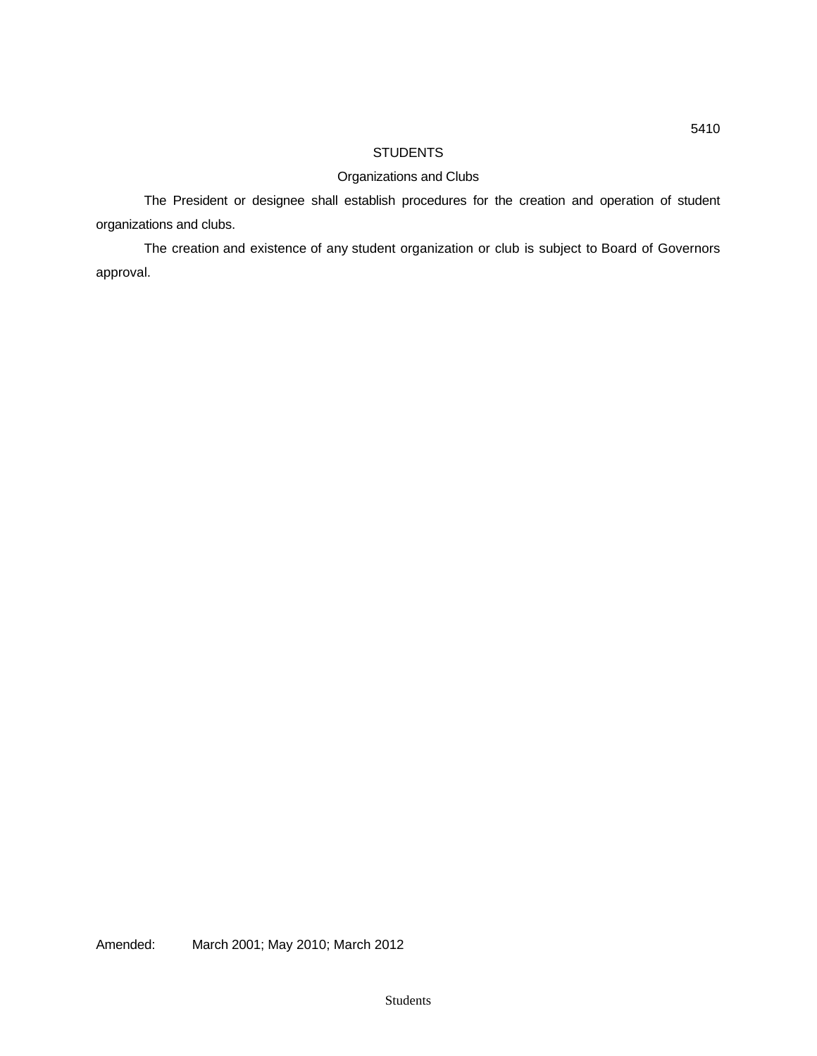5410

# STUDENTS

## Organizations and Clubs

The President or designee shall establish procedures for the creation and operation of student organizations and clubs.

The creation and existence of any student organization or club is subject to Board of Governors approval.

Amended: March 2001; May 2010; March 2012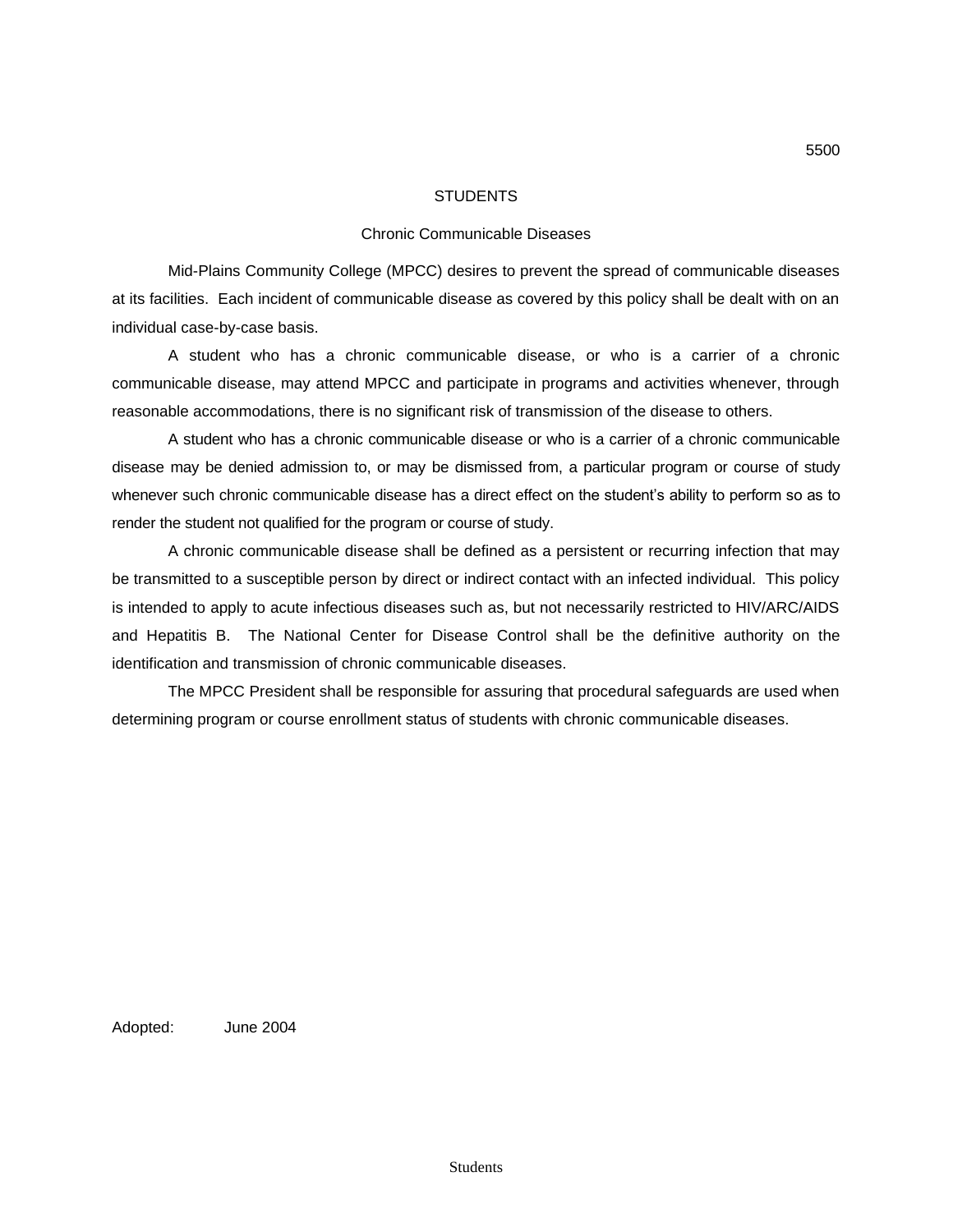5500

# STUDENTS

## Chronic Communicable Diseases

Mid-Plains Community College (MPCC) desires to prevent the spread of communicable diseases at its facilities. Each incident of communicable disease as covered by this policy shall be dealt with on an individual case-by-case basis.

A student who has a chronic communicable disease, or who is a carrier of a chronic communicable disease, may attend MPCC and participate in programs and activities whenever, through reasonable accommodations, there is no significant risk of transmission of the disease to others.

A student who has a chronic communicable disease or who is a carrier of a chronic communicable disease may be denied admission to, or may be dismissed from, a particular program or course of study whenever such chronic communicable disease has a direct effect on the student's ability to perform so as to render the student not qualified for the program or course of study.

A chronic communicable disease shall be defined as a persistent or recurring infection that may be transmitted to a susceptible person by direct or indirect contact with an infected individual. This policy is intended to apply to acute infectious diseases such as, but not necessarily restricted to HIV/ARC/AIDS and Hepatitis B. The National Center for Disease Control shall be the definitive authority on the identification and transmission of chronic communicable diseases.

The MPCC President shall be responsible for assuring that procedural safeguards are used when determining program or course enrollment status of students with chronic communicable diseases.

Adopted: June 2004